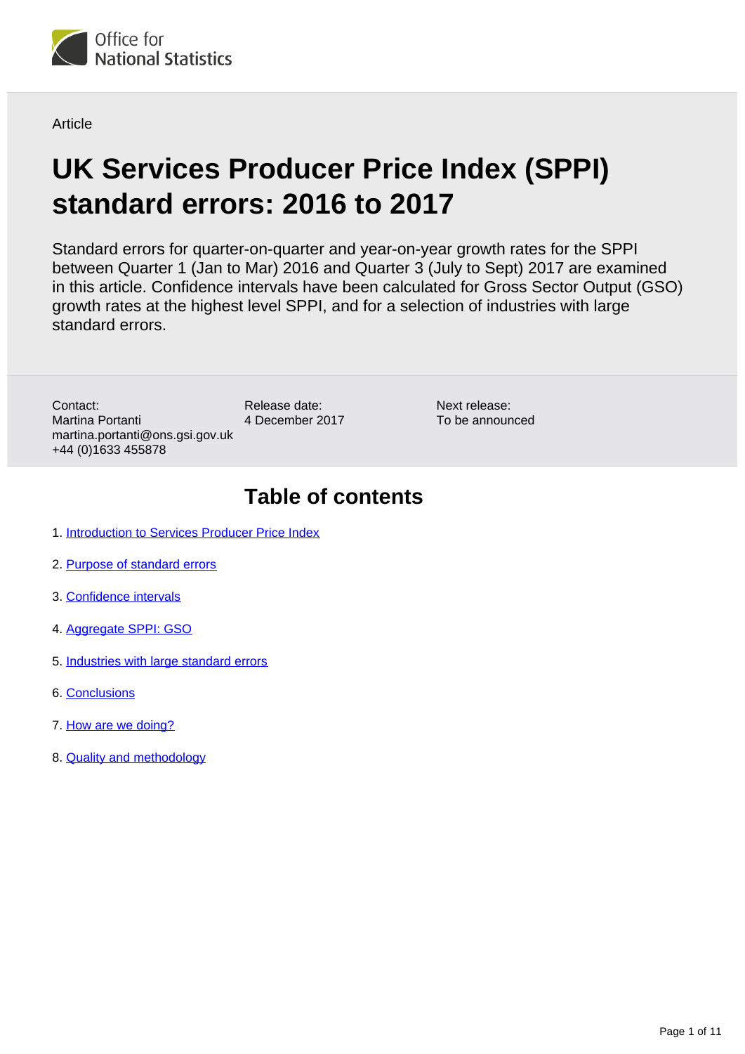Office for National Statistics

Article

# UK Services Producer Price Index (SPPI) standard errors: 2016 to 2017

Standard errors for quarter-on-quarter and year-on-year growth rates for the SPPI between Quarter 1 (Jan to Mar) 2016 and Quarter 3 (July to Sept) 2017 are examined in this article. Confidence intervals have been calculated for Gross Sector Output (GSO) growth rates at the highest level SPPI, and for a selection of industries with large standard errors.

Contact:
Martina Portanti
martina.portanti@ons.gsi.gov.uk
+44 (0)1633 455878

Release date:
4 December 2017

Next release:
To be announced

## Table of contents

1. Introduction to Services Producer Price Index
2. Purpose of standard errors
3. Confidence intervals
4. Aggregate SPPI: GSO
5. Industries with large standard errors
6. Conclusions
7. How are we doing?
8. Quality and methodology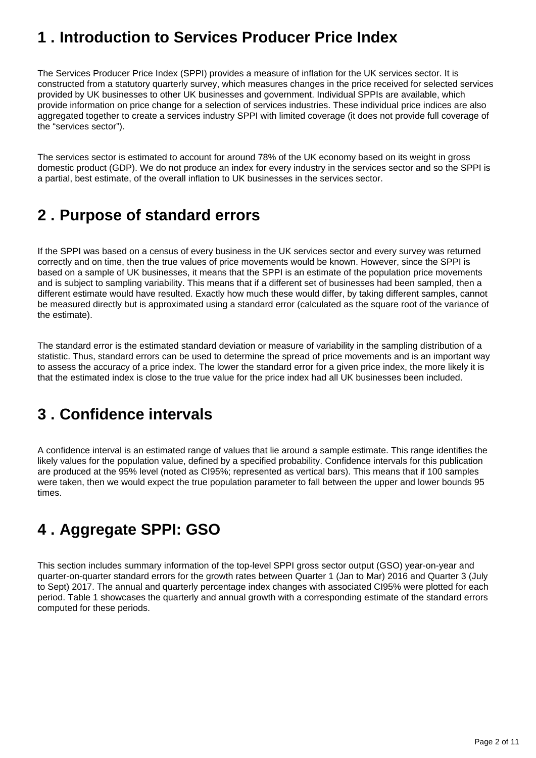## 1 . Introduction to Services Producer Price Index

The Services Producer Price Index (SPPI) provides a measure of inflation for the UK services sector. It is constructed from a statutory quarterly survey, which measures changes in the price received for selected services provided by UK businesses to other UK businesses and government. Individual SPPIs are available, which provide information on price change for a selection of services industries. These individual price indices are also aggregated together to create a services industry SPPI with limited coverage (it does not provide full coverage of the "services sector").

The services sector is estimated to account for around 78% of the UK economy based on its weight in gross domestic product (GDP). We do not produce an index for every industry in the services sector and so the SPPI is a partial, best estimate, of the overall inflation to UK businesses in the services sector.

## 2 . Purpose of standard errors

If the SPPI was based on a census of every business in the UK services sector and every survey was returned correctly and on time, then the true values of price movements would be known. However, since the SPPI is based on a sample of UK businesses, it means that the SPPI is an estimate of the population price movements and is subject to sampling variability. This means that if a different set of businesses had been sampled, then a different estimate would have resulted. Exactly how much these would differ, by taking different samples, cannot be measured directly but is approximated using a standard error (calculated as the square root of the variance of the estimate).

The standard error is the estimated standard deviation or measure of variability in the sampling distribution of a statistic. Thus, standard errors can be used to determine the spread of price movements and is an important way to assess the accuracy of a price index. The lower the standard error for a given price index, the more likely it is that the estimated index is close to the true value for the price index had all UK businesses been included.

## 3 . Confidence intervals

A confidence interval is an estimated range of values that lie around a sample estimate. This range identifies the likely values for the population value, defined by a specified probability. Confidence intervals for this publication are produced at the 95% level (noted as CI95%; represented as vertical bars). This means that if 100 samples were taken, then we would expect the true population parameter to fall between the upper and lower bounds 95 times.

## 4 . Aggregate SPPI: GSO

This section includes summary information of the top-level SPPI gross sector output (GSO) year-on-year and quarter-on-quarter standard errors for the growth rates between Quarter 1 (Jan to Mar) 2016 and Quarter 3 (July to Sept) 2017. The annual and quarterly percentage index changes with associated CI95% were plotted for each period. Table 1 showcases the quarterly and annual growth with a corresponding estimate of the standard errors computed for these periods.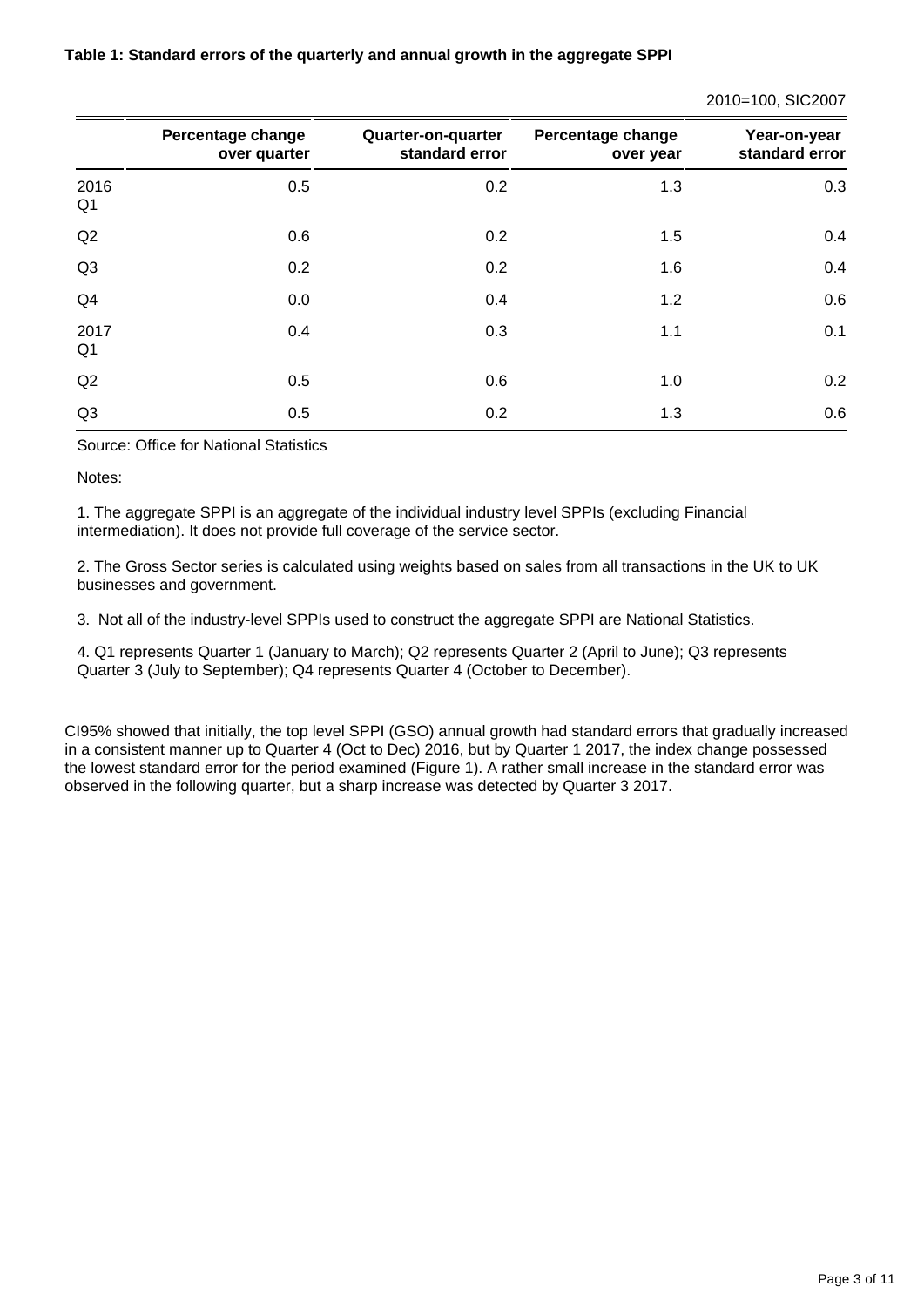**Table 1: Standard errors of the quarterly and annual growth in the aggregate SPPI**

2010=100, SIC2007

| | Percentage change over quarter | Quarter-on-quarter standard error | Percentage change over year | Year-on-year standard error |
|---|---|---|---|---|
| 2016 Q1 | 0.5 | 0.2 | 1.3 | 0.3 |
| Q2 | 0.6 | 0.2 | 1.5 | 0.4 |
| Q3 | 0.2 | 0.2 | 1.6 | 0.4 |
| Q4 | 0.0 | 0.4 | 1.2 | 0.6 |
| 2017 Q1 | 0.4 | 0.3 | 1.1 | 0.1 |
| Q2 | 0.5 | 0.6 | 1.0 | 0.2 |
| Q3 | 0.5 | 0.2 | 1.3 | 0.6 |

Source: Office for National Statistics

Notes:

1. The aggregate SPPI is an aggregate of the individual industry level SPPIs (excluding Financial intermediation). It does not provide full coverage of the service sector.

2. The Gross Sector series is calculated using weights based on sales from all transactions in the UK to UK businesses and government.

3. Not all of the industry-level SPPIs used to construct the aggregate SPPI are National Statistics.

4. Q1 represents Quarter 1 (January to March); Q2 represents Quarter 2 (April to June); Q3 represents Quarter 3 (July to September); Q4 represents Quarter 4 (October to December).

CI95% showed that initially, the top level SPPI (GSO) annual growth had standard errors that gradually increased in a consistent manner up to Quarter 4 (Oct to Dec) 2016, but by Quarter 1 2017, the index change possessed the lowest standard error for the period examined (Figure 1). A rather small increase in the standard error was observed in the following quarter, but a sharp increase was detected by Quarter 3 2017.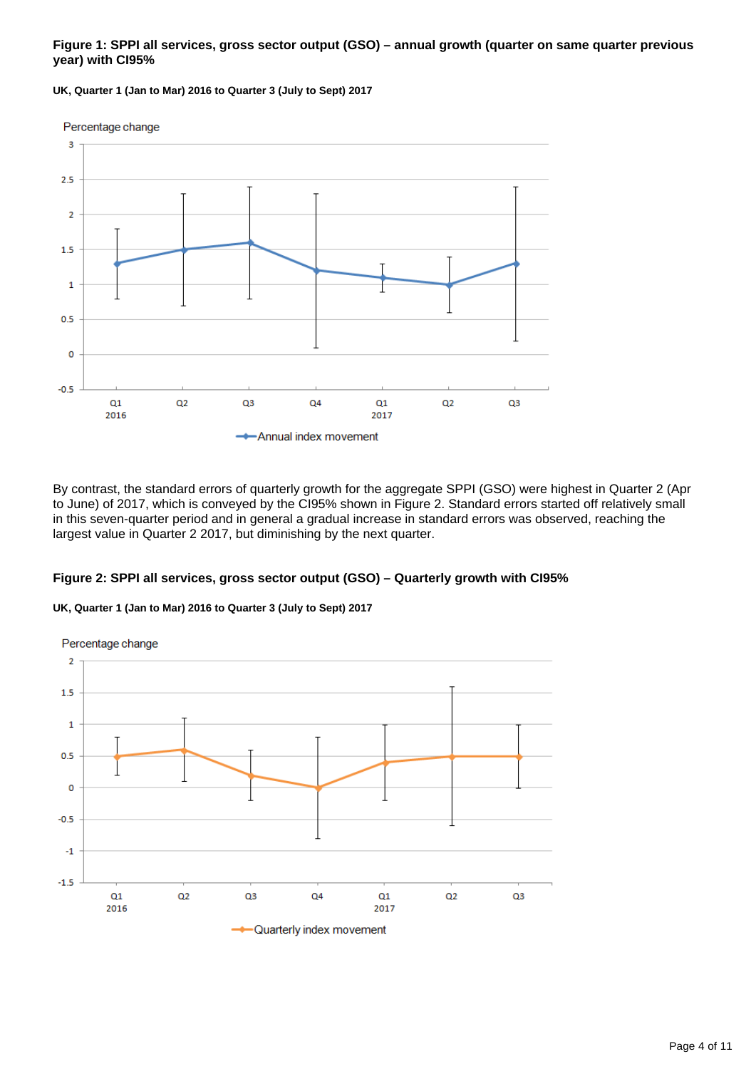**Figure 1: SPPI all services, gross sector output (GSO) – annual growth (quarter on same quarter previous year) with CI95%**

**UK, Quarter 1 (Jan to Mar) 2016 to Quarter 3 (July to Sept) 2017**

By contrast, the standard errors of quarterly growth for the aggregate SPPI (GSO) were highest in Quarter 2 (Apr to June) of 2017, which is conveyed by the CI95% shown in Figure 2. Standard errors started off relatively small in this seven-quarter period and in general a gradual increase in standard errors was observed, reaching the largest value in Quarter 2 2017, but diminishing by the next quarter.

**Figure 2: SPPI all services, gross sector output (GSO) – Quarterly growth with CI95%**

**UK, Quarter 1 (Jan to Mar) 2016 to Quarter 3 (July to Sept) 2017**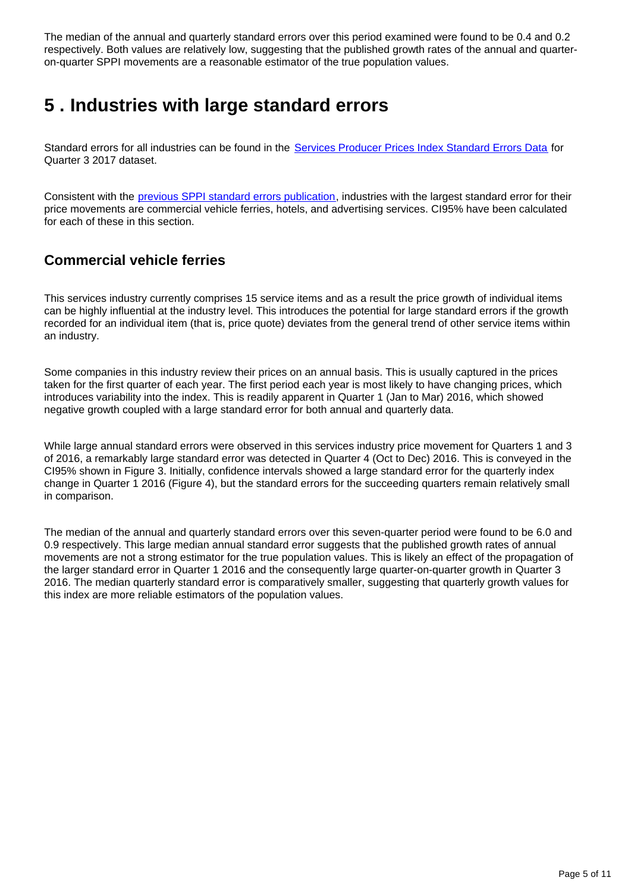The median of the annual and quarterly standard errors over this period examined were found to be 0.4 and 0.2 respectively. Both values are relatively low, suggesting that the published growth rates of the annual and quarter-on-quarter SPPI movements are a reasonable estimator of the true population values.

# 5 . Industries with large standard errors

Standard errors for all industries can be found in the Services Producer Prices Index Standard Errors Data for Quarter 3 2017 dataset.

Consistent with the previous SPPI standard errors publication, industries with the largest standard error for their price movements are commercial vehicle ferries, hotels, and advertising services. CI95% have been calculated for each of these in this section.

## Commercial vehicle ferries

This services industry currently comprises 15 service items and as a result the price growth of individual items can be highly influential at the industry level. This introduces the potential for large standard errors if the growth recorded for an individual item (that is, price quote) deviates from the general trend of other service items within an industry.

Some companies in this industry review their prices on an annual basis. This is usually captured in the prices taken for the first quarter of each year. The first period each year is most likely to have changing prices, which introduces variability into the index. This is readily apparent in Quarter 1 (Jan to Mar) 2016, which showed negative growth coupled with a large standard error for both annual and quarterly data.

While large annual standard errors were observed in this services industry price movement for Quarters 1 and 3 of 2016, a remarkably large standard error was detected in Quarter 4 (Oct to Dec) 2016. This is conveyed in the CI95% shown in Figure 3. Initially, confidence intervals showed a large standard error for the quarterly index change in Quarter 1 2016 (Figure 4), but the standard errors for the succeeding quarters remain relatively small in comparison.

The median of the annual and quarterly standard errors over this seven-quarter period were found to be 6.0 and 0.9 respectively. This large median annual standard error suggests that the published growth rates of annual movements are not a strong estimator for the true population values. This is likely an effect of the propagation of the larger standard error in Quarter 1 2016 and the consequently large quarter-on-quarter growth in Quarter 3 2016. The median quarterly standard error is comparatively smaller, suggesting that quarterly growth values for this index are more reliable estimators of the population values.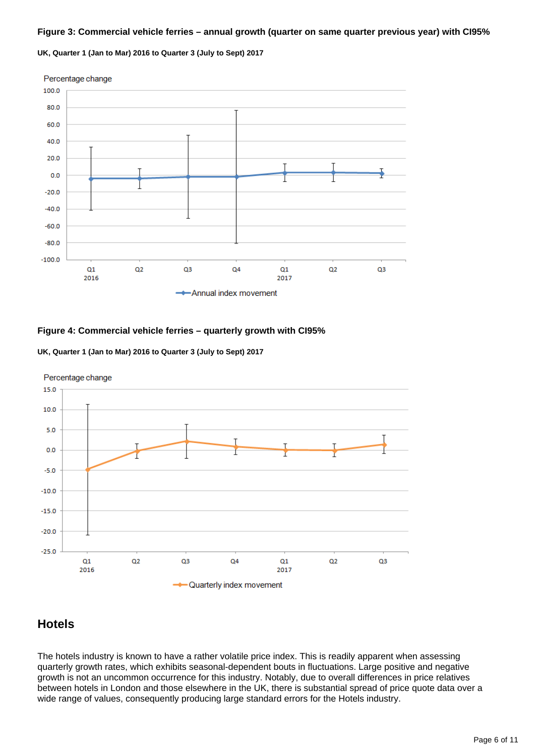**Figure 3: Commercial vehicle ferries – annual growth (quarter on same quarter previous year) with CI95%**

**UK, Quarter 1 (Jan to Mar) 2016 to Quarter 3 (July to Sept) 2017**

**Figure 4: Commercial vehicle ferries – quarterly growth with CI95%**

**UK, Quarter 1 (Jan to Mar) 2016 to Quarter 3 (July to Sept) 2017**

## Hotels

The hotels industry is known to have a rather volatile price index. This is readily apparent when assessing quarterly growth rates, which exhibits seasonal-dependent bouts in fluctuations. Large positive and negative growth is not an uncommon occurrence for this industry. Notably, due to overall differences in price relatives between hotels in London and those elsewhere in the UK, there is substantial spread of price quote data over a wide range of values, consequently producing large standard errors for the Hotels industry.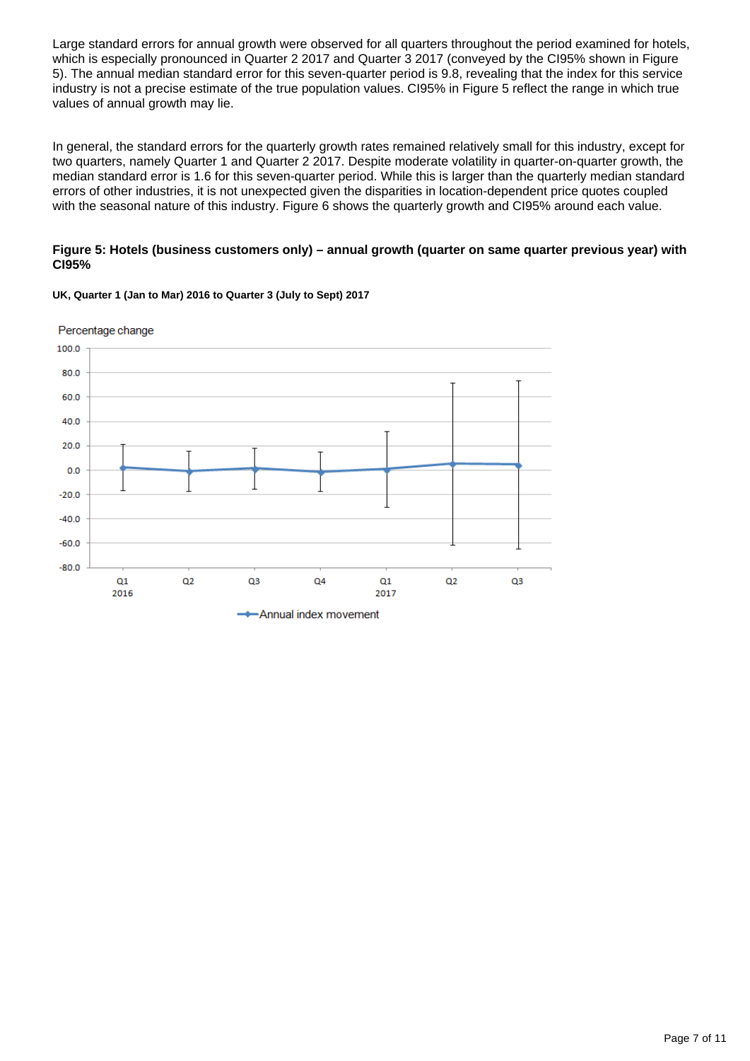Large standard errors for annual growth were observed for all quarters throughout the period examined for hotels, which is especially pronounced in Quarter 2 2017 and Quarter 3 2017 (conveyed by the CI95% shown in Figure 5). The annual median standard error for this seven-quarter period is 9.8, revealing that the index for this service industry is not a precise estimate of the true population values. CI95% in Figure 5 reflect the range in which true values of annual growth may lie.

In general, the standard errors for the quarterly growth rates remained relatively small for this industry, except for two quarters, namely Quarter 1 and Quarter 2 2017. Despite moderate volatility in quarter-on-quarter growth, the median standard error is 1.6 for this seven-quarter period. While this is larger than the quarterly median standard errors of other industries, it is not unexpected given the disparities in location-dependent price quotes coupled with the seasonal nature of this industry. Figure 6 shows the quarterly growth and CI95% around each value.

### Figure 5: Hotels (business customers only) – annual growth (quarter on same quarter previous year) with CI95%

**UK, Quarter 1 (Jan to Mar) 2016 to Quarter 3 (July to Sept) 2017**

Percentage change

Annual index movement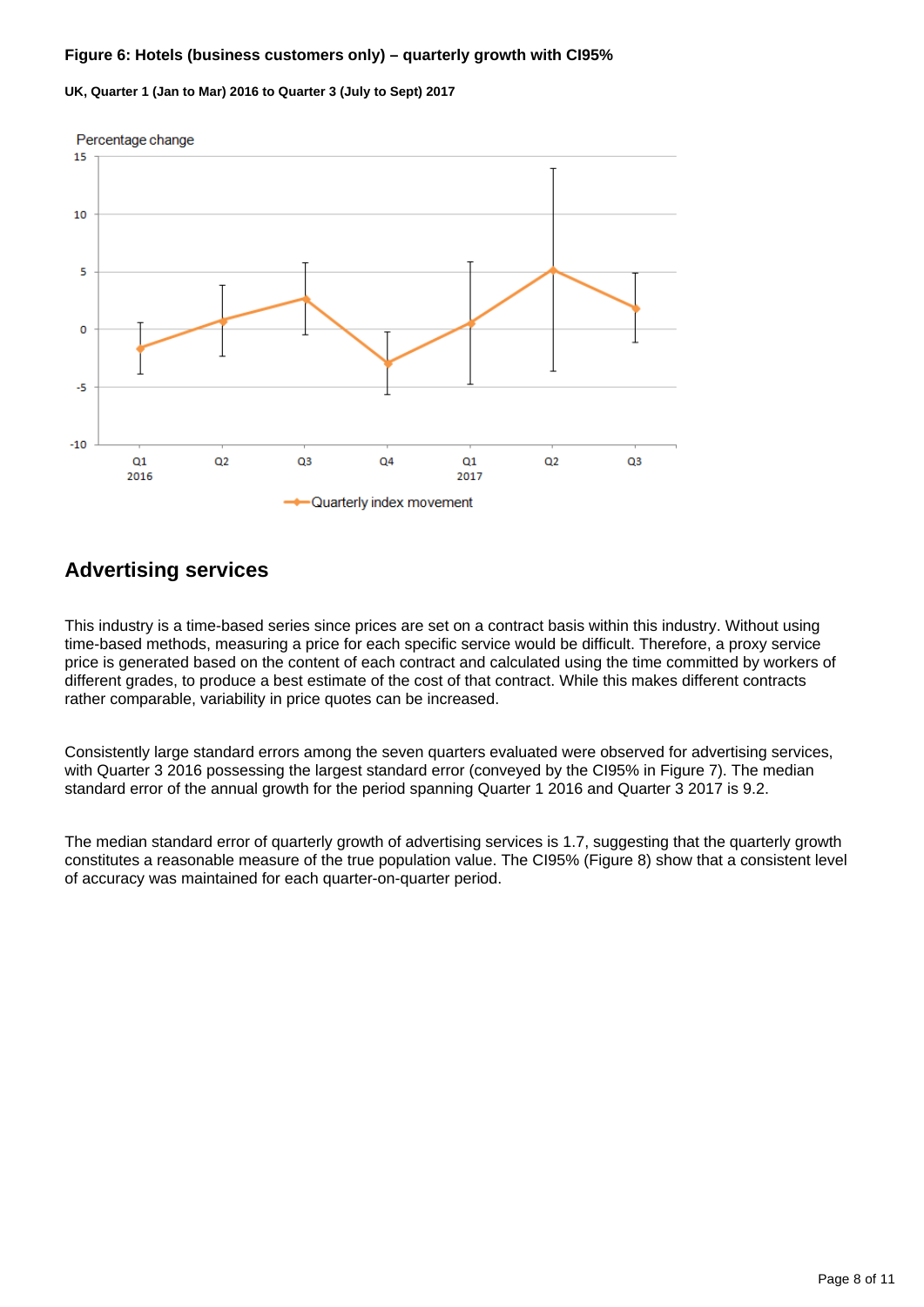**Figure 6: Hotels (business customers only) – quarterly growth with CI95%**

**UK, Quarter 1 (Jan to Mar) 2016 to Quarter 3 (July to Sept) 2017**

## Advertising services

This industry is a time-based series since prices are set on a contract basis within this industry. Without using time-based methods, measuring a price for each specific service would be difficult. Therefore, a proxy service price is generated based on the content of each contract and calculated using the time committed by workers of different grades, to produce a best estimate of the cost of that contract. While this makes different contracts rather comparable, variability in price quotes can be increased.

Consistently large standard errors among the seven quarters evaluated were observed for advertising services, with Quarter 3 2016 possessing the largest standard error (conveyed by the CI95% in Figure 7). The median standard error of the annual growth for the period spanning Quarter 1 2016 and Quarter 3 2017 is 9.2.

The median standard error of quarterly growth of advertising services is 1.7, suggesting that the quarterly growth constitutes a reasonable measure of the true population value. The CI95% (Figure 8) show that a consistent level of accuracy was maintained for each quarter-on-quarter period.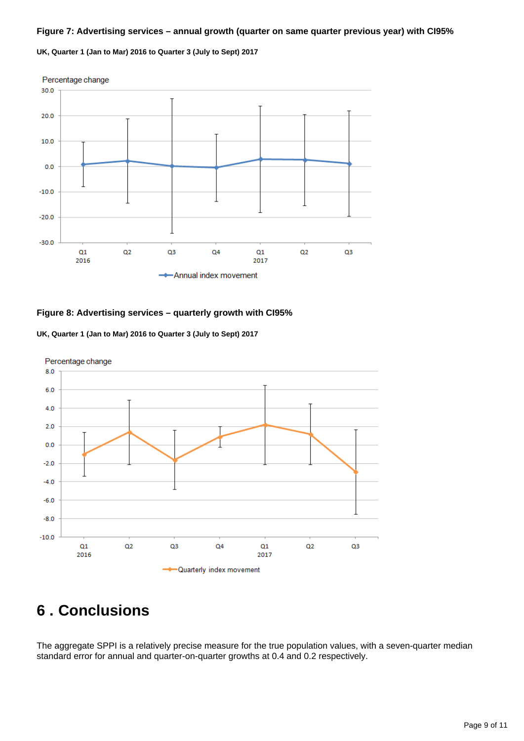**Figure 7: Advertising services – annual growth (quarter on same quarter previous year) with CI95%**

**UK, Quarter 1 (Jan to Mar) 2016 to Quarter 3 (July to Sept) 2017**

**Figure 8: Advertising services – quarterly growth with CI95%**

**UK, Quarter 1 (Jan to Mar) 2016 to Quarter 3 (July to Sept) 2017**

# 6 . Conclusions

The aggregate SPPI is a relatively precise measure for the true population values, with a seven-quarter median standard error for annual and quarter-on-quarter growths at 0.4 and 0.2 respectively.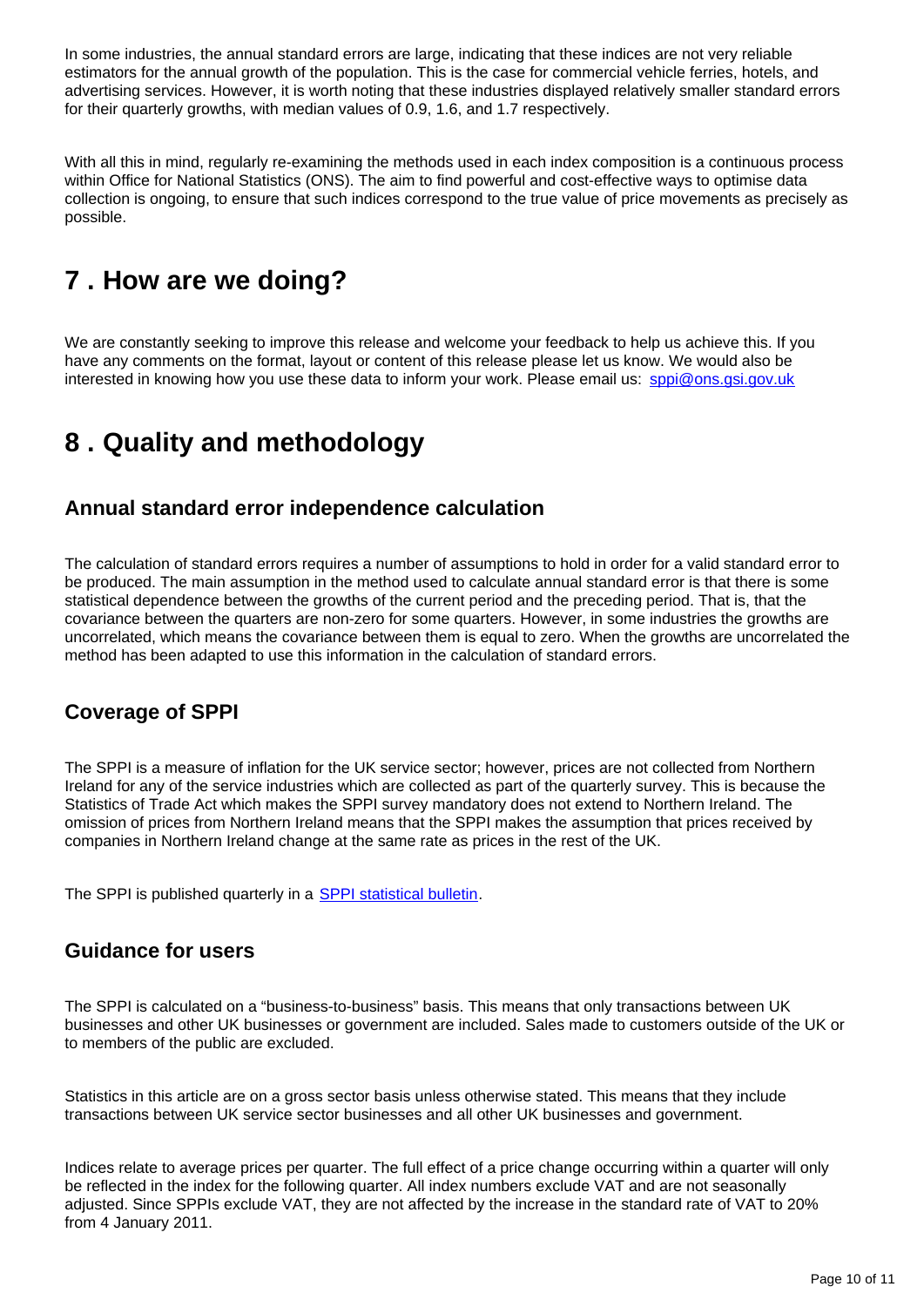In some industries, the annual standard errors are large, indicating that these indices are not very reliable estimators for the annual growth of the population. This is the case for commercial vehicle ferries, hotels, and advertising services. However, it is worth noting that these industries displayed relatively smaller standard errors for their quarterly growths, with median values of 0.9, 1.6, and 1.7 respectively.

With all this in mind, regularly re-examining the methods used in each index composition is a continuous process within Office for National Statistics (ONS). The aim to find powerful and cost-effective ways to optimise data collection is ongoing, to ensure that such indices correspond to the true value of price movements as precisely as possible.

# 7 . How are we doing?

We are constantly seeking to improve this release and welcome your feedback to help us achieve this. If you have any comments on the format, layout or content of this release please let us know. We would also be interested in knowing how you use these data to inform your work. Please email us: [sppi@ons.gsi.gov.uk](mailto:sppi@ons.gsi.gov.uk)

# 8 . Quality and methodology

## Annual standard error independence calculation

The calculation of standard errors requires a number of assumptions to hold in order for a valid standard error to be produced. The main assumption in the method used to calculate annual standard error is that there is some statistical dependence between the growths of the current period and the preceding period. That is, that the covariance between the quarters are non-zero for some quarters. However, in some industries the growths are uncorrelated, which means the covariance between them is equal to zero. When the growths are uncorrelated the method has been adapted to use this information in the calculation of standard errors.

## Coverage of SPPI

The SPPI is a measure of inflation for the UK service sector; however, prices are not collected from Northern Ireland for any of the service industries which are collected as part of the quarterly survey. This is because the Statistics of Trade Act which makes the SPPI survey mandatory does not extend to Northern Ireland. The omission of prices from Northern Ireland means that the SPPI makes the assumption that prices received by companies in Northern Ireland change at the same rate as prices in the rest of the UK.

The SPPI is published quarterly in a SPPI statistical bulletin.

## Guidance for users

The SPPI is calculated on a "business-to-business" basis. This means that only transactions between UK businesses and other UK businesses or government are included. Sales made to customers outside of the UK or to members of the public are excluded.

Statistics in this article are on a gross sector basis unless otherwise stated. This means that they include transactions between UK service sector businesses and all other UK businesses and government.

Indices relate to average prices per quarter. The full effect of a price change occurring within a quarter will only be reflected in the index for the following quarter. All index numbers exclude VAT and are not seasonally adjusted. Since SPPIs exclude VAT, they are not affected by the increase in the standard rate of VAT to 20% from 4 January 2011.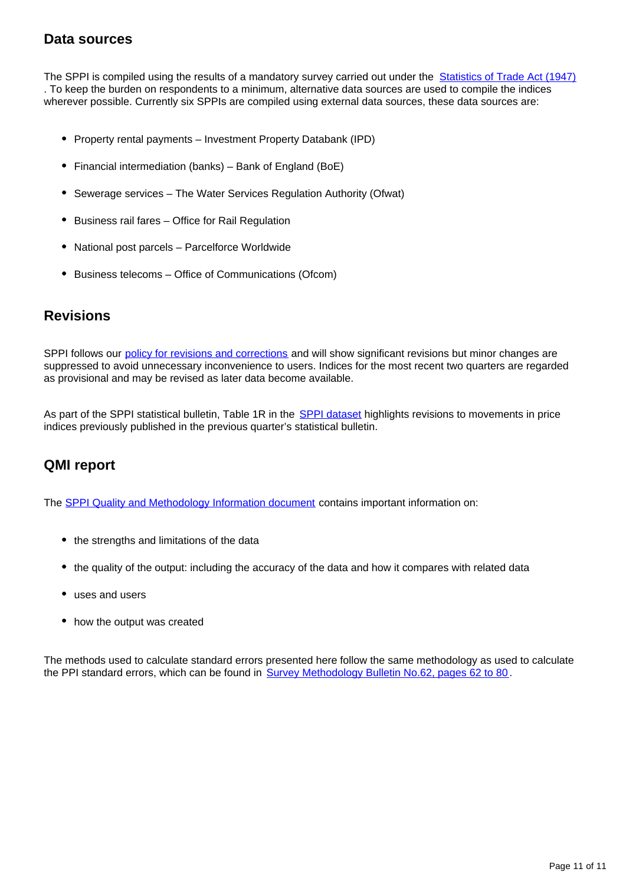## Data sources

The SPPI is compiled using the results of a mandatory survey carried out under the [Statistics of Trade Act (1947)](). To keep the burden on respondents to a minimum, alternative data sources are used to compile the indices wherever possible. Currently six SPPIs are compiled using external data sources, these data sources are:

- Property rental payments – Investment Property Databank (IPD)
- Financial intermediation (banks) – Bank of England (BoE)
- Sewerage services – The Water Services Regulation Authority (Ofwat)
- Business rail fares – Office for Rail Regulation
- National post parcels – Parcelforce Worldwide
- Business telecoms – Office of Communications (Ofcom)

## Revisions

SPPI follows our [policy for revisions and corrections]() and will show significant revisions but minor changes are suppressed to avoid unnecessary inconvenience to users. Indices for the most recent two quarters are regarded as provisional and may be revised as later data become available.

As part of the SPPI statistical bulletin, Table 1R in the [SPPI dataset]() highlights revisions to movements in price indices previously published in the previous quarter's statistical bulletin.

## QMI report

The [SPPI Quality and Methodology Information document]() contains important information on:

- the strengths and limitations of the data
- the quality of the output: including the accuracy of the data and how it compares with related data
- uses and users
- how the output was created

The methods used to calculate standard errors presented here follow the same methodology as used to calculate the PPI standard errors, which can be found in [Survey Methodology Bulletin No.62, pages 62 to 80]().